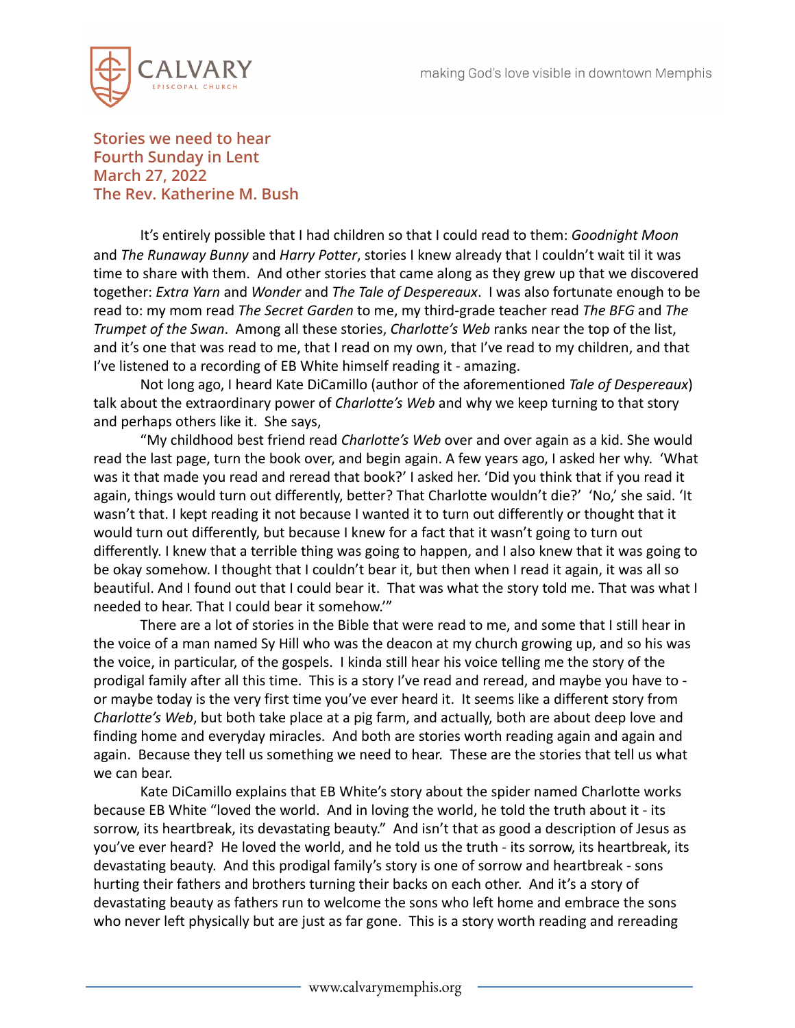**Stories we need to hear**
**Fourth Sunday in Lent**
**March 27, 2022**
**The Rev. Katherine M. Bush**

It's entirely possible that I had children so that I could read to them: *Goodnight Moon* and *The Runaway Bunny* and *Harry Potter*, stories I knew already that I couldn't wait til it was time to share with them. And other stories that came along as they grew up that we discovered together: *Extra Yarn* and *Wonder* and *The Tale of Despereaux*. I was also fortunate enough to be read to: my mom read *The Secret Garden* to me, my third-grade teacher read *The BFG* and *The Trumpet of the Swan*. Among all these stories, *Charlotte's Web* ranks near the top of the list, and it's one that was read to me, that I read on my own, that I've read to my children, and that I've listened to a recording of EB White himself reading it - amazing.

Not long ago, I heard Kate DiCamillo (author of the aforementioned *Tale of Despereaux*) talk about the extraordinary power of *Charlotte's Web* and why we keep turning to that story and perhaps others like it. She says,

"My childhood best friend read *Charlotte's Web* over and over again as a kid. She would read the last page, turn the book over, and begin again. A few years ago, I asked her why. 'What was it that made you read and reread that book?' I asked her. 'Did you think that if you read it again, things would turn out differently, better? That Charlotte wouldn't die?' 'No,' she said. 'It wasn't that. I kept reading it not because I wanted it to turn out differently or thought that it would turn out differently, but because I knew for a fact that it wasn't going to turn out differently. I knew that a terrible thing was going to happen, and I also knew that it was going to be okay somehow. I thought that I couldn't bear it, but then when I read it again, it was all so beautiful. And I found out that I could bear it. That was what the story told me. That was what I needed to hear. That I could bear it somehow.'"

There are a lot of stories in the Bible that were read to me, and some that I still hear in the voice of a man named Sy Hill who was the deacon at my church growing up, and so his was the voice, in particular, of the gospels. I kinda still hear his voice telling me the story of the prodigal family after all this time. This is a story I've read and reread, and maybe you have to - or maybe today is the very first time you've ever heard it. It seems like a different story from *Charlotte's Web*, but both take place at a pig farm, and actually, both are about deep love and finding home and everyday miracles. And both are stories worth reading again and again and again. Because they tell us something we need to hear. These are the stories that tell us what we can bear.

Kate DiCamillo explains that EB White's story about the spider named Charlotte works because EB White "loved the world. And in loving the world, he told the truth about it - its sorrow, its heartbreak, its devastating beauty." And isn't that as good a description of Jesus as you've ever heard? He loved the world, and he told us the truth - its sorrow, its heartbreak, its devastating beauty. And this prodigal family's story is one of sorrow and heartbreak - sons hurting their fathers and brothers turning their backs on each other. And it's a story of devastating beauty as fathers run to welcome the sons who left home and embrace the sons who never left physically but are just as far gone. This is a story worth reading and rereading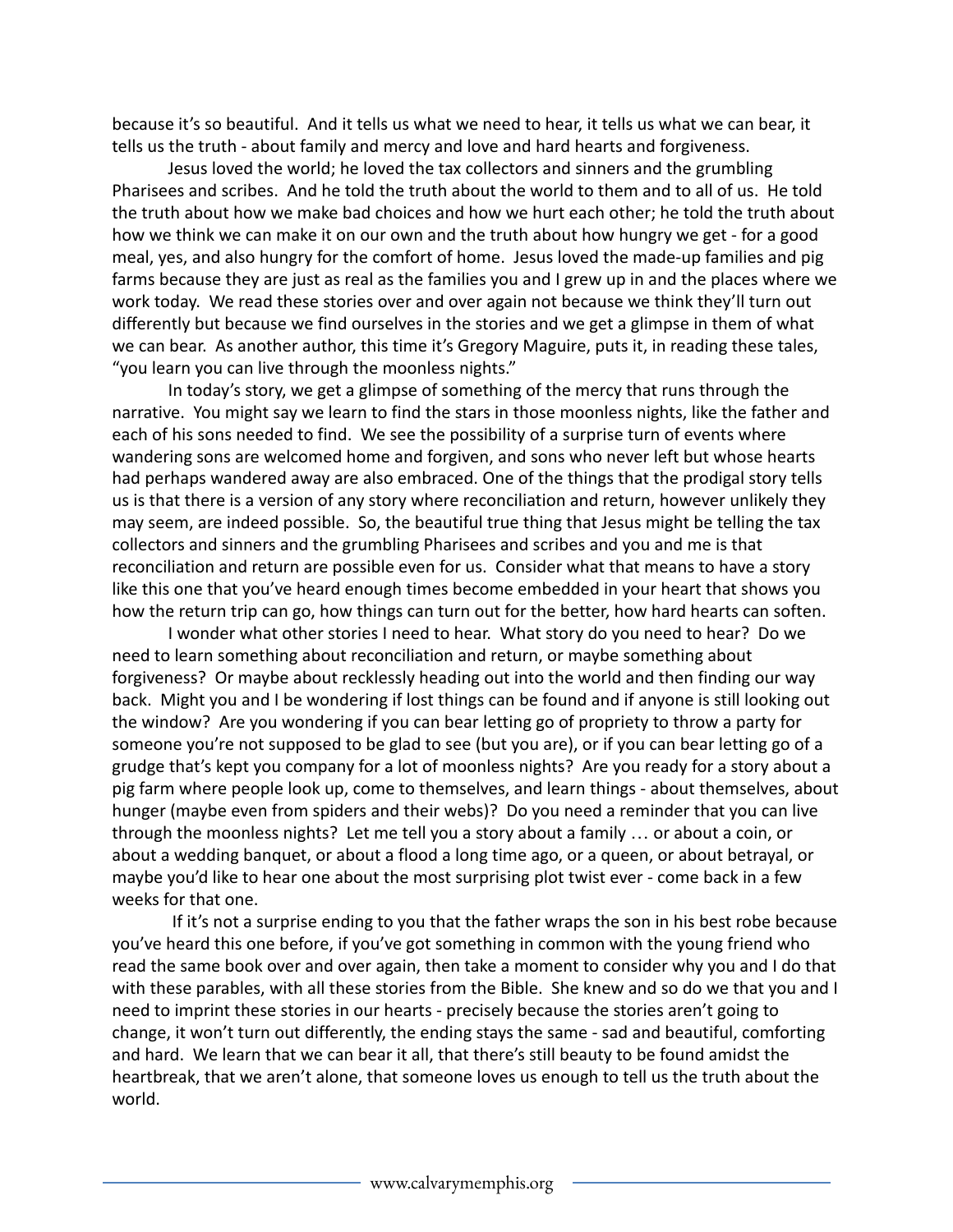because it's so beautiful. And it tells us what we need to hear, it tells us what we can bear, it tells us the truth - about family and mercy and love and hard hearts and forgiveness.

Jesus loved the world; he loved the tax collectors and sinners and the grumbling Pharisees and scribes. And he told the truth about the world to them and to all of us. He told the truth about how we make bad choices and how we hurt each other; he told the truth about how we think we can make it on our own and the truth about how hungry we get - for a good meal, yes, and also hungry for the comfort of home. Jesus loved the made-up families and pig farms because they are just as real as the families you and I grew up in and the places where we work today. We read these stories over and over again not because we think they'll turn out differently but because we find ourselves in the stories and we get a glimpse in them of what we can bear. As another author, this time it's Gregory Maguire, puts it, in reading these tales, "you learn you can live through the moonless nights."

In today's story, we get a glimpse of something of the mercy that runs through the narrative. You might say we learn to find the stars in those moonless nights, like the father and each of his sons needed to find. We see the possibility of a surprise turn of events where wandering sons are welcomed home and forgiven, and sons who never left but whose hearts had perhaps wandered away are also embraced. One of the things that the prodigal story tells us is that there is a version of any story where reconciliation and return, however unlikely they may seem, are indeed possible. So, the beautiful true thing that Jesus might be telling the tax collectors and sinners and the grumbling Pharisees and scribes and you and me is that reconciliation and return are possible even for us. Consider what that means to have a story like this one that you've heard enough times become embedded in your heart that shows you how the return trip can go, how things can turn out for the better, how hard hearts can soften.

I wonder what other stories I need to hear. What story do you need to hear? Do we need to learn something about reconciliation and return, or maybe something about forgiveness? Or maybe about recklessly heading out into the world and then finding our way back. Might you and I be wondering if lost things can be found and if anyone is still looking out the window? Are you wondering if you can bear letting go of propriety to throw a party for someone you're not supposed to be glad to see (but you are), or if you can bear letting go of a grudge that's kept you company for a lot of moonless nights? Are you ready for a story about a pig farm where people look up, come to themselves, and learn things - about themselves, about hunger (maybe even from spiders and their webs)? Do you need a reminder that you can live through the moonless nights? Let me tell you a story about a family … or about a coin, or about a wedding banquet, or about a flood a long time ago, or a queen, or about betrayal, or maybe you'd like to hear one about the most surprising plot twist ever - come back in a few weeks for that one.

If it's not a surprise ending to you that the father wraps the son in his best robe because you've heard this one before, if you've got something in common with the young friend who read the same book over and over again, then take a moment to consider why you and I do that with these parables, with all these stories from the Bible. She knew and so do we that you and I need to imprint these stories in our hearts - precisely because the stories aren't going to change, it won't turn out differently, the ending stays the same - sad and beautiful, comforting and hard. We learn that we can bear it all, that there's still beauty to be found amidst the heartbreak, that we aren't alone, that someone loves us enough to tell us the truth about the world.